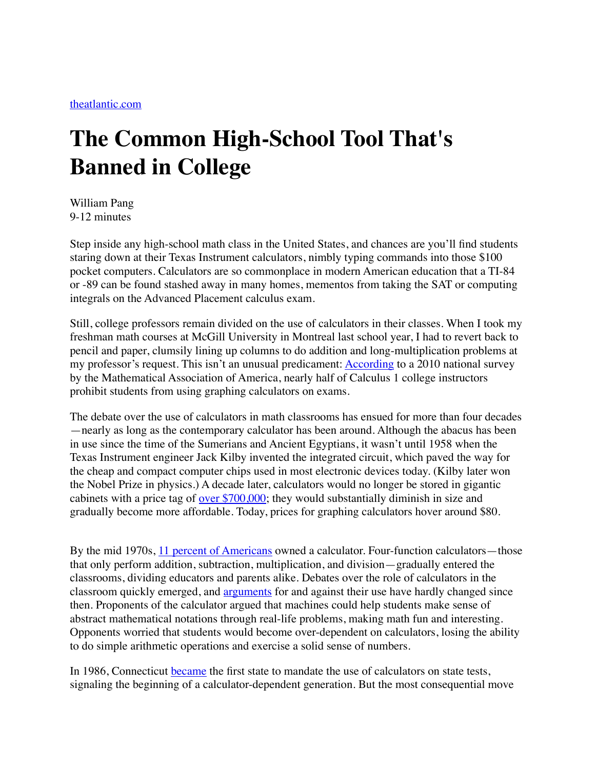theatlantic.com

# The Common High-School Tool That's Banned in College

William Pang
9-12 minutes

Step inside any high-school math class in the United States, and chances are you'll find students staring down at their Texas Instrument calculators, nimbly typing commands into those $100 pocket computers. Calculators are so commonplace in modern American education that a TI-84 or -89 can be found stashed away in many homes, mementos from taking the SAT or computing integrals on the Advanced Placement calculus exam.

Still, college professors remain divided on the use of calculators in their classes. When I took my freshman math courses at McGill University in Montreal last school year, I had to revert back to pencil and paper, clumsily lining up columns to do addition and long-multiplication problems at my professor's request. This isn't an unusual predicament: According to a 2010 national survey by the Mathematical Association of America, nearly half of Calculus 1 college instructors prohibit students from using graphing calculators on exams.

The debate over the use of calculators in math classrooms has ensued for more than four decades—nearly as long as the contemporary calculator has been around. Although the abacus has been in use since the time of the Sumerians and Ancient Egyptians, it wasn't until 1958 when the Texas Instrument engineer Jack Kilby invented the integrated circuit, which paved the way for the cheap and compact computer chips used in most electronic devices today. (Kilby later won the Nobel Prize in physics.) A decade later, calculators would no longer be stored in gigantic cabinets with a price tag of over $700,000; they would substantially diminish in size and gradually become more affordable. Today, prices for graphing calculators hover around $80.

By the mid 1970s, 11 percent of Americans owned a calculator. Four-function calculators—those that only perform addition, subtraction, multiplication, and division—gradually entered the classrooms, dividing educators and parents alike. Debates over the role of calculators in the classroom quickly emerged, and arguments for and against their use have hardly changed since then. Proponents of the calculator argued that machines could help students make sense of abstract mathematical notations through real-life problems, making math fun and interesting. Opponents worried that students would become over-dependent on calculators, losing the ability to do simple arithmetic operations and exercise a solid sense of numbers.

In 1986, Connecticut became the first state to mandate the use of calculators on state tests, signaling the beginning of a calculator-dependent generation. But the most consequential move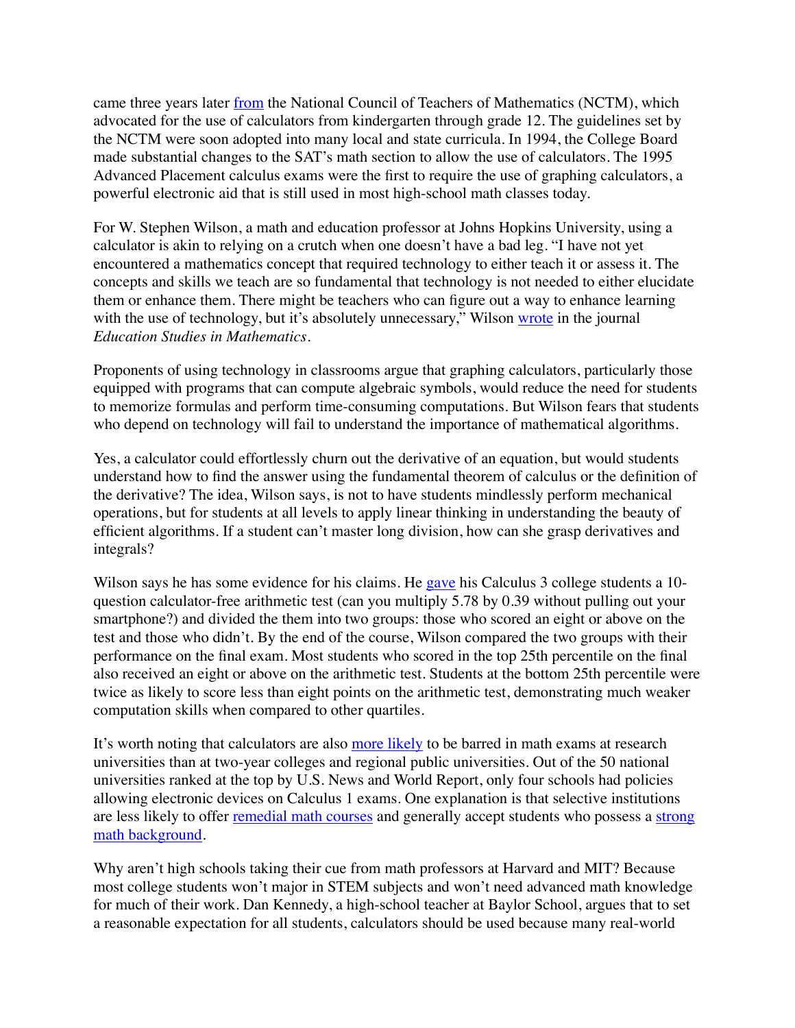came three years later [from](#) the National Council of Teachers of Mathematics (NCTM), which advocated for the use of calculators from kindergarten through grade 12. The guidelines set by the NCTM were soon adopted into many local and state curricula. In 1994, the College Board made substantial changes to the SAT's math section to allow the use of calculators. The 1995 Advanced Placement calculus exams were the first to require the use of graphing calculators, a powerful electronic aid that is still used in most high-school math classes today.

For W. Stephen Wilson, a math and education professor at Johns Hopkins University, using a calculator is akin to relying on a crutch when one doesn't have a bad leg. "I have not yet encountered a mathematics concept that required technology to either teach it or assess it. The concepts and skills we teach are so fundamental that technology is not needed to either elucidate them or enhance them. There might be teachers who can figure out a way to enhance learning with the use of technology, but it's absolutely unnecessary," Wilson [wrote](#) in the journal *Education Studies in Mathematics*.

Proponents of using technology in classrooms argue that graphing calculators, particularly those equipped with programs that can compute algebraic symbols, would reduce the need for students to memorize formulas and perform time-consuming computations. But Wilson fears that students who depend on technology will fail to understand the importance of mathematical algorithms.

Yes, a calculator could effortlessly churn out the derivative of an equation, but would students understand how to find the answer using the fundamental theorem of calculus or the definition of the derivative? The idea, Wilson says, is not to have students mindlessly perform mechanical operations, but for students at all levels to apply linear thinking in understanding the beauty of efficient algorithms. If a student can't master long division, how can she grasp derivatives and integrals?

Wilson says he has some evidence for his claims. He [gave](#) his Calculus 3 college students a 10-question calculator-free arithmetic test (can you multiply 5.78 by 0.39 without pulling out your smartphone?) and divided the them into two groups: those who scored an eight or above on the test and those who didn't. By the end of the course, Wilson compared the two groups with their performance on the final exam. Most students who scored in the top 25th percentile on the final also received an eight or above on the arithmetic test. Students at the bottom 25th percentile were twice as likely to score less than eight points on the arithmetic test, demonstrating much weaker computation skills when compared to other quartiles.

It's worth noting that calculators are also [more likely](#) to be barred in math exams at research universities than at two-year colleges and regional public universities. Out of the 50 national universities ranked at the top by U.S. News and World Report, only four schools had policies allowing electronic devices on Calculus 1 exams. One explanation is that selective institutions are less likely to offer [remedial math courses](#) and generally accept students who possess a [strong math background](#).

Why aren't high schools taking their cue from math professors at Harvard and MIT? Because most college students won't major in STEM subjects and won't need advanced math knowledge for much of their work. Dan Kennedy, a high-school teacher at Baylor School, argues that to set a reasonable expectation for all students, calculators should be used because many real-world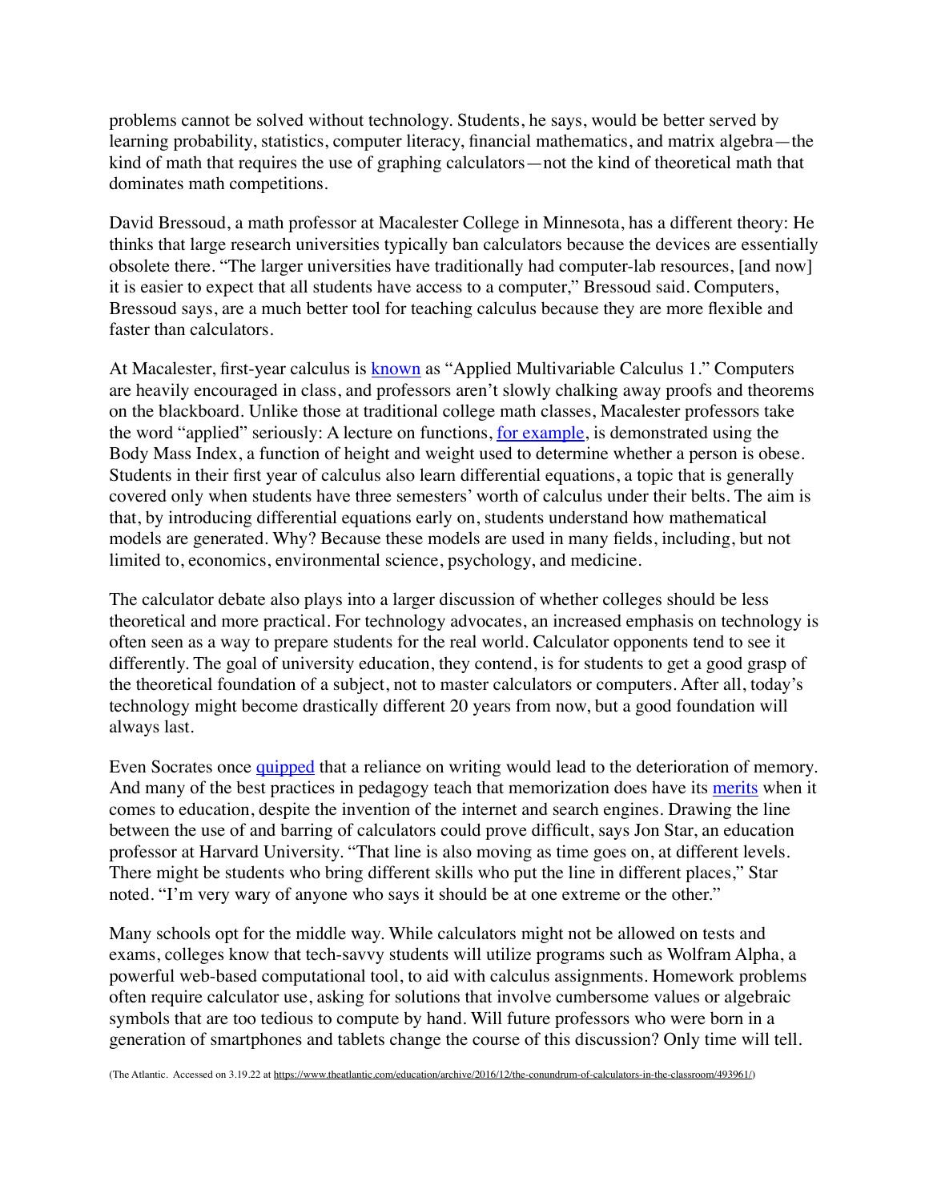problems cannot be solved without technology. Students, he says, would be better served by learning probability, statistics, computer literacy, financial mathematics, and matrix algebra—the kind of math that requires the use of graphing calculators—not the kind of theoretical math that dominates math competitions.

David Bressoud, a math professor at Macalester College in Minnesota, has a different theory: He thinks that large research universities typically ban calculators because the devices are essentially obsolete there. "The larger universities have traditionally had computer-lab resources, [and now] it is easier to expect that all students have access to a computer," Bressoud said. Computers, Bressoud says, are a much better tool for teaching calculus because they are more flexible and faster than calculators.

At Macalester, first-year calculus is known as "Applied Multivariable Calculus 1." Computers are heavily encouraged in class, and professors aren't slowly chalking away proofs and theorems on the blackboard. Unlike those at traditional college math classes, Macalester professors take the word "applied" seriously: A lecture on functions, for example, is demonstrated using the Body Mass Index, a function of height and weight used to determine whether a person is obese. Students in their first year of calculus also learn differential equations, a topic that is generally covered only when students have three semesters' worth of calculus under their belts. The aim is that, by introducing differential equations early on, students understand how mathematical models are generated. Why? Because these models are used in many fields, including, but not limited to, economics, environmental science, psychology, and medicine.

The calculator debate also plays into a larger discussion of whether colleges should be less theoretical and more practical. For technology advocates, an increased emphasis on technology is often seen as a way to prepare students for the real world. Calculator opponents tend to see it differently. The goal of university education, they contend, is for students to get a good grasp of the theoretical foundation of a subject, not to master calculators or computers. After all, today's technology might become drastically different 20 years from now, but a good foundation will always last.

Even Socrates once quipped that a reliance on writing would lead to the deterioration of memory. And many of the best practices in pedagogy teach that memorization does have its merits when it comes to education, despite the invention of the internet and search engines. Drawing the line between the use of and barring of calculators could prove difficult, says Jon Star, an education professor at Harvard University. "That line is also moving as time goes on, at different levels. There might be students who bring different skills who put the line in different places," Star noted. "I'm very wary of anyone who says it should be at one extreme or the other."

Many schools opt for the middle way. While calculators might not be allowed on tests and exams, colleges know that tech-savvy students will utilize programs such as Wolfram Alpha, a powerful web-based computational tool, to aid with calculus assignments. Homework problems often require calculator use, asking for solutions that involve cumbersome values or algebraic symbols that are too tedious to compute by hand. Will future professors who were born in a generation of smartphones and tablets change the course of this discussion? Only time will tell.

(The Atlantic. Accessed on 3.19.22 at https://www.theatlantic.com/education/archive/2016/12/the-conundrum-of-calculators-in-the-classroom/493961/)